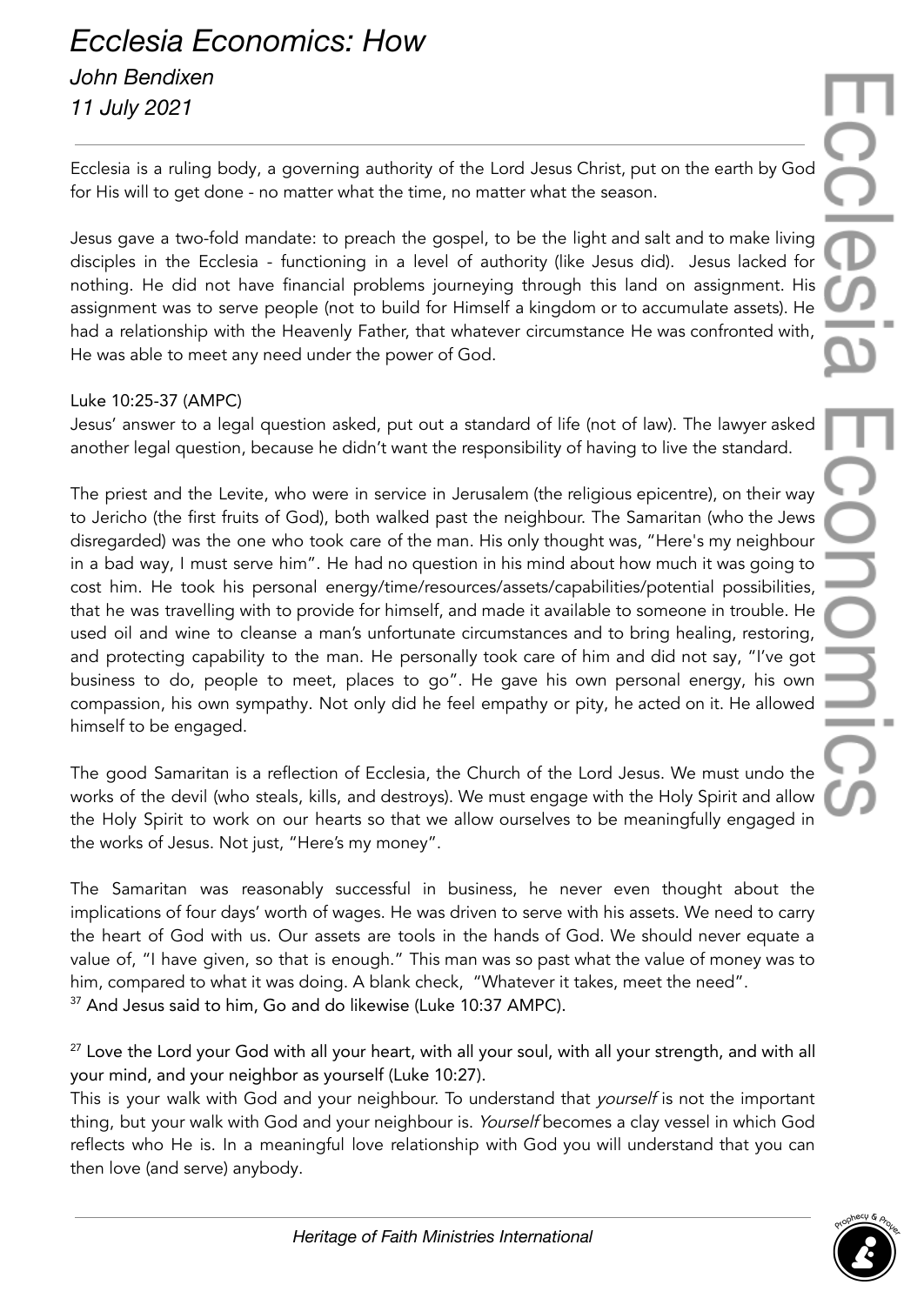# *Ecclesia Economics: How*

*John Bendixen*

*11 July 2021*

Ecclesia is a ruling body, a governing authority of the Lord Jesus Christ, put on the earth by God for His will to get done - no matter what the time, no matter what the season.

Jesus gave a two-fold mandate: to preach the gospel, to be the light and salt and to make living disciples in the Ecclesia - functioning in a level of authority (like Jesus did). Jesus lacked for nothing. He did not have financial problems journeying through this land on assignment. His assignment was to serve people (not to build for Himself a kingdom or to accumulate assets). He had a relationship with the Heavenly Father, that whatever circumstance He was confronted with, He was able to meet any need under the power of God.

Luke 10:25-37 (AMPC)

Jesus' answer to a legal question asked, put out a standard of life (not of law). The lawyer asked another legal question, because he didn't want the responsibility of having to live the standard.

The priest and the Levite, who were in service in Jerusalem (the religious epicentre), on their way to Jericho (the first fruits of God), both walked past the neighbour. The Samaritan (who the Jews disregarded) was the one who took care of the man. His only thought was, "Here's my neighbour in a bad way, I must serve him". He had no question in his mind about how much it was going to cost him. He took his personal energy/time/resources/assets/capabilities/potential possibilities, that he was travelling with to provide for himself, and made it available to someone in trouble. He used oil and wine to cleanse a man's unfortunate circumstances and to bring healing, restoring, and protecting capability to the man. He personally took care of him and did not say, "I've got business to do, people to meet, places to go". He gave his own personal energy, his own compassion, his own sympathy. Not only did he feel empathy or pity, he acted on it. He allowed himself to be engaged.

The good Samaritan is a reflection of Ecclesia, the Church of the Lord Jesus. We must undo the works of the devil (who steals, kills, and destroys). We must engage with the Holy Spirit and allow the Holy Spirit to work on our hearts so that we allow ourselves to be meaningfully engaged in the works of Jesus. Not just, "Here's my money".

The Samaritan was reasonably successful in business, he never even thought about the implications of four days' worth of wages. He was driven to serve with his assets. We need to carry the heart of God with us. Our assets are tools in the hands of God. We should never equate a value of, "I have given, so that is enough." This man was so past what the value of money was to him, compared to what it was doing. A blank check, "Whatever it takes, meet the need".
[37] And Jesus said to him, Go and do likewise (Luke 10:37 AMPC).

[27] Love the Lord your God with all your heart, with all your soul, with all your strength, and with all your mind, and your neighbor as yourself (Luke 10:27).
This is your walk with God and your neighbour. To understand that *yourself* is not the important thing, but your walk with God and your neighbour is. *Yourself* becomes a clay vessel in which God reflects who He is. In a meaningful love relationship with God you will understand that you can then love (and serve) anybody.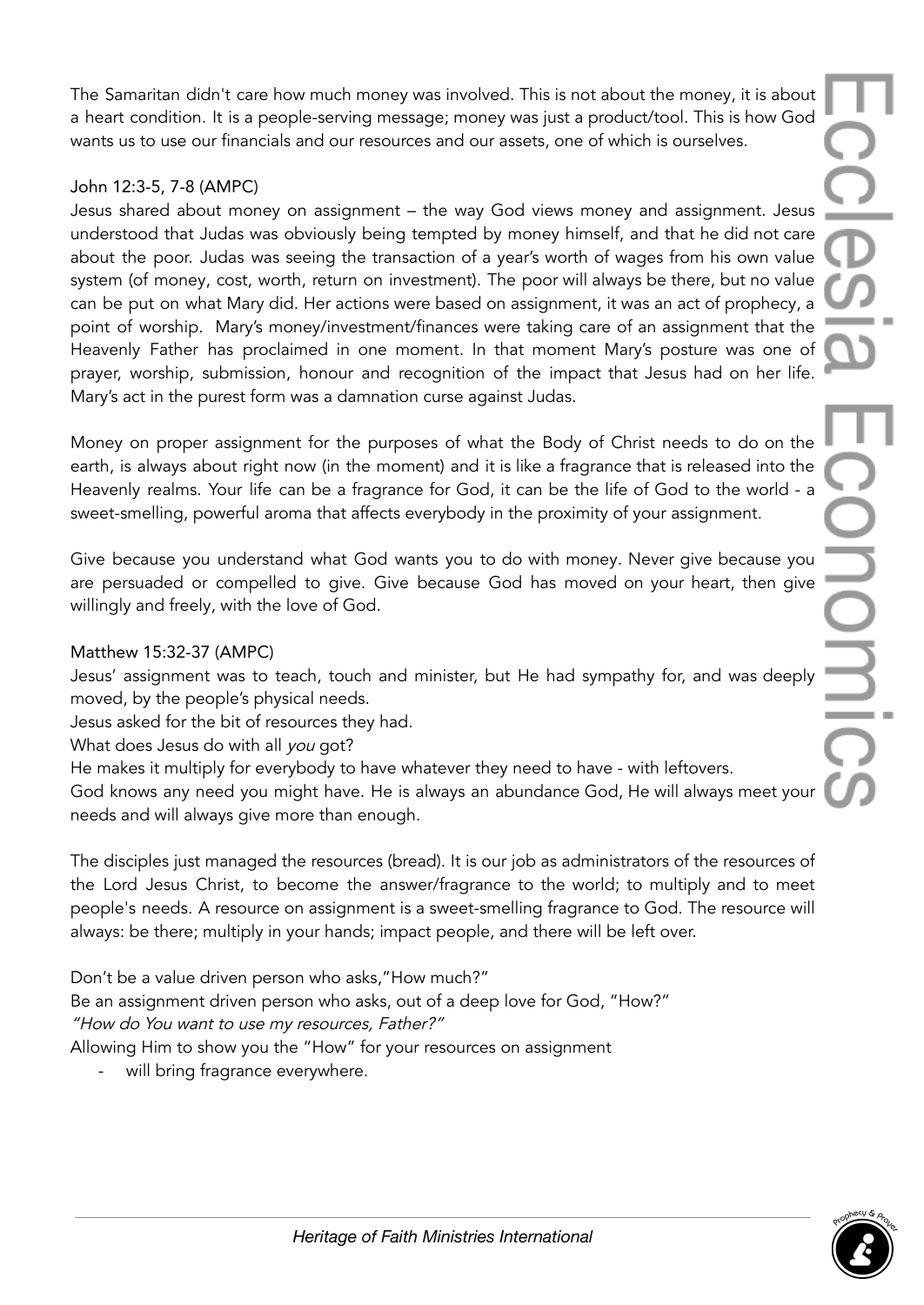The Samaritan didn't care how much money was involved. This is not about the money, it is about a heart condition. It is a people-serving message; money was just a product/tool. This is how God wants us to use our financials and our resources and our assets, one of which is ourselves.

John 12:3-5, 7-8 (AMPC)

Jesus shared about money on assignment – the way God views money and assignment. Jesus understood that Judas was obviously being tempted by money himself, and that he did not care about the poor. Judas was seeing the transaction of a year's worth of wages from his own value system (of money, cost, worth, return on investment). The poor will always be there, but no value can be put on what Mary did. Her actions were based on assignment, it was an act of prophecy, a point of worship. Mary's money/investment/finances were taking care of an assignment that the Heavenly Father has proclaimed in one moment. In that moment Mary's posture was one of prayer, worship, submission, honour and recognition of the impact that Jesus had on her life. Mary's act in the purest form was a damnation curse against Judas.

Money on proper assignment for the purposes of what the Body of Christ needs to do on the earth, is always about right now (in the moment) and it is like a fragrance that is released into the Heavenly realms. Your life can be a fragrance for God, it can be the life of God to the world - a sweet-smelling, powerful aroma that affects everybody in the proximity of your assignment.

Give because you understand what God wants you to do with money. Never give because you are persuaded or compelled to give. Give because God has moved on your heart, then give willingly and freely, with the love of God.

Matthew 15:32-37 (AMPC)

Jesus' assignment was to teach, touch and minister, but He had sympathy for, and was deeply moved, by the people's physical needs.

Jesus asked for the bit of resources they had.

What does Jesus do with all *you* got?

He makes it multiply for everybody to have whatever they need to have - with leftovers.

God knows any need you might have. He is always an abundance God, He will always meet your needs and will always give more than enough.

The disciples just managed the resources (bread). It is our job as administrators of the resources of the Lord Jesus Christ, to become the answer/fragrance to the world; to multiply and to meet people's needs. A resource on assignment is a sweet-smelling fragrance to God. The resource will always: be there; multiply in your hands; impact people, and there will be left over.

Don't be a value driven person who asks,"How much?"

Be an assignment driven person who asks, out of a deep love for God, "How?"

*"How do You want to use my resources, Father?"*

Allowing Him to show you the "How" for your resources on assignment

- will bring fragrance everywhere.